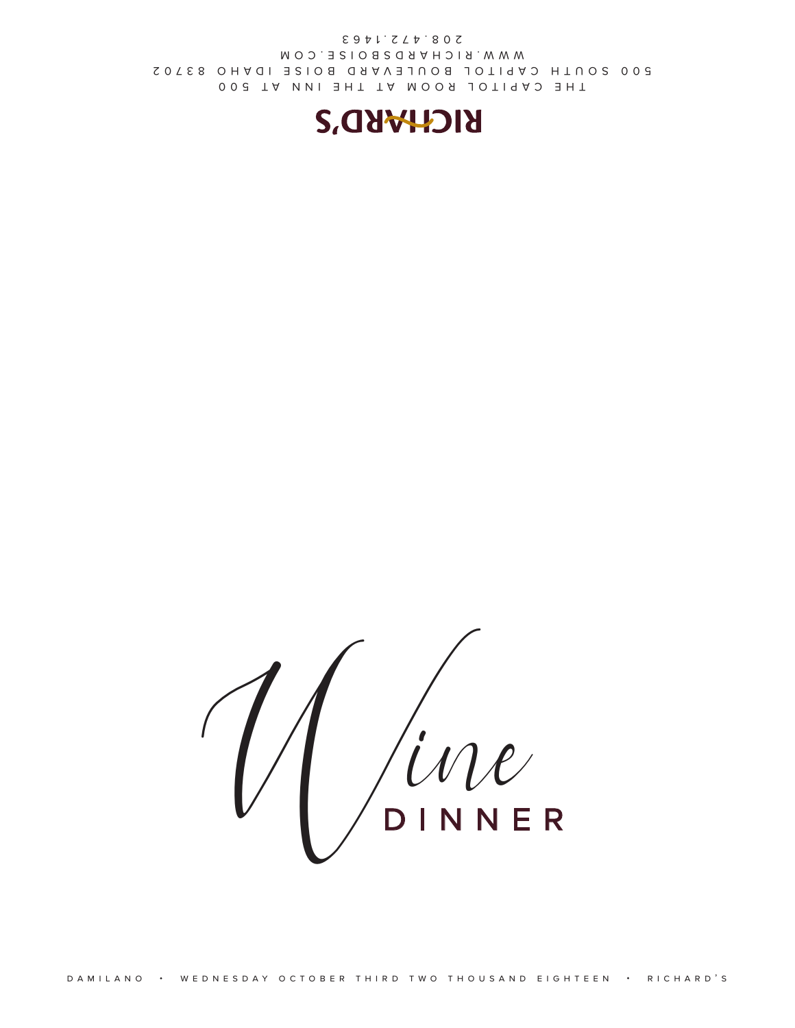RICHARD'S

THE CAPITOL ROOM AT THE INN AT 500
500 SOUTH CAPITOL BOULEVARD BOISE IDAHO 83702
WWW.RICHARDSBOISE.COM
208.472.1463

# Wine DINNER

DAMILANO • WEDNESDAY OCTOBER THIRD TWO THOUSAND EIGHTEEN • RICHARD'S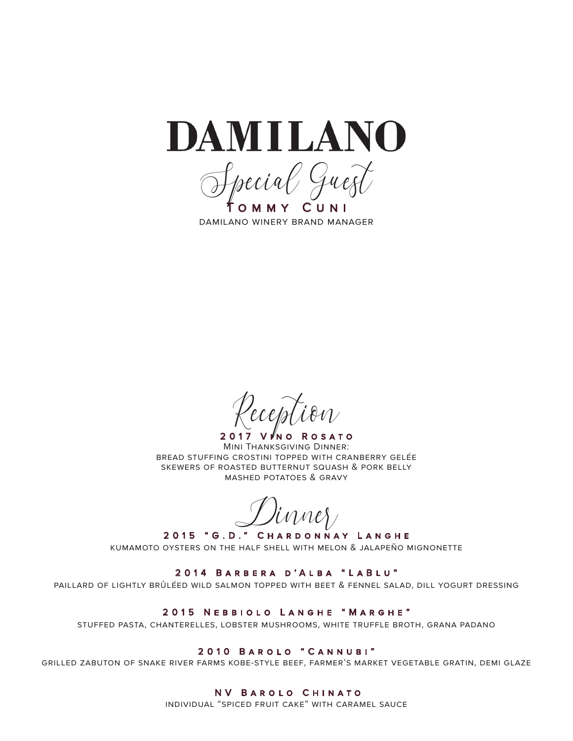# DAMILANO

*Special Guest*

**Tommy Cuni**

Damilano Winery Brand Manager

## *Reception*

**2017 Vino Rosato**

Mini Thanksgiving Dinner:
bread stuffing crostini topped with cranberry gelée
skewers of roasted butternut squash & pork belly
mashed potatoes & gravy

## *Dinner*

**2015 "G.D." Chardonnay Langhe**

kumamoto oysters on the half shell with melon & jalapeño mignonette

**2014 Barbera d'Alba "LaBlu"**

paillard of lightly brûléed wild salmon topped with beet & fennel salad, dill yogurt dressing

**2015 Nebbiolo Langhe "Marghe"**

stuffed pasta, chanterelles, lobster mushrooms, white truffle broth, grana padano

**2010 Barolo "Cannubi"**

grilled zabuton of snake river farms kobe-style beef, farmer's market vegetable gratin, demi glaze

**NV Barolo Chinato**

individual "spiced fruit cake" with caramel sauce